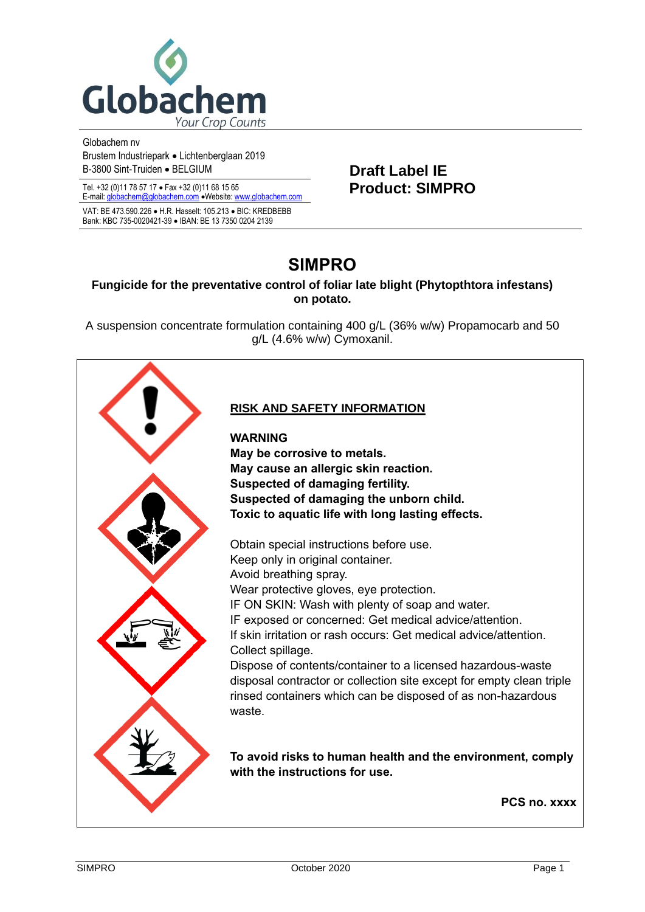Globachem
Your Crop Counts

Globachem nv
Brustem Industriepark • Lichtenberglaan 2019
B-3800 Sint-Truiden • BELGIUM

Tel. +32 (0)11 78 57 17 • Fax +32 (0)11 68 15 65
E-mail: globachem@globachem.com •Website: www.globachem.com

VAT: BE 473.590.226 • H.R. Hasselt: 105.213 • BIC: KREDBEBB
Bank: KBC 735-0020421-39 • IBAN: BE 13 7350 0204 2139

**Draft Label IE**
**Product: SIMPRO**

# SIMPRO

**Fungicide for the preventative control of foliar late blight (Phytopthtora infestans) on potato.**

A suspension concentrate formulation containing 400 g/L (36% w/w) Propamocarb and 50 g/L (4.6% w/w) Cymoxanil.

## RISK AND SAFETY INFORMATION

**WARNING**
**May be corrosive to metals.**
**May cause an allergic skin reaction.**
**Suspected of damaging fertility.**
**Suspected of damaging the unborn child.**
**Toxic to aquatic life with long lasting effects.**

Obtain special instructions before use.
Keep only in original container.
Avoid breathing spray.
Wear protective gloves, eye protection.
IF ON SKIN: Wash with plenty of soap and water.
IF exposed or concerned: Get medical advice/attention.
If skin irritation or rash occurs: Get medical advice/attention.
Collect spillage.
Dispose of contents/container to a licensed hazardous-waste disposal contractor or collection site except for empty clean triple rinsed containers which can be disposed of as non-hazardous waste.

**To avoid risks to human health and the environment, comply with the instructions for use.**

**PCS no. xxxx**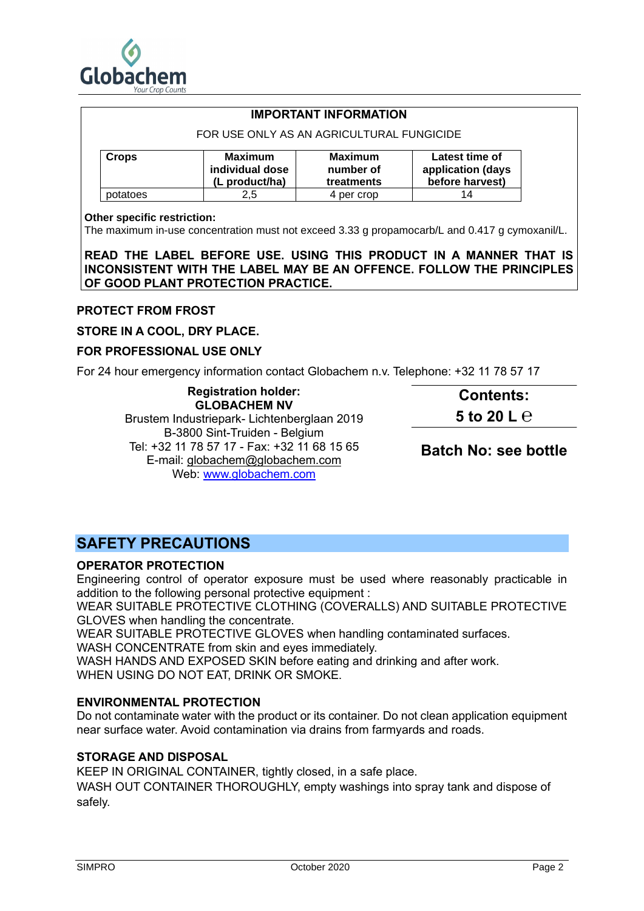Globachem
*Your Crop Counts*

**IMPORTANT INFORMATION**

FOR USE ONLY AS AN AGRICULTURAL FUNGICIDE

| Crops | Maximum individual dose (L product/ha) | Maximum number of treatments | Latest time of application (days before harvest) |
|---|---|---|---|
| potatoes | 2,5 | 4 per crop | 14 |

**Other specific restriction:**
The maximum in-use concentration must not exceed 3.33 g propamocarb/L and 0.417 g cymoxanil/L.

**READ THE LABEL BEFORE USE. USING THIS PRODUCT IN A MANNER THAT IS INCONSISTENT WITH THE LABEL MAY BE AN OFFENCE. FOLLOW THE PRINCIPLES OF GOOD PLANT PROTECTION PRACTICE.**

**PROTECT FROM FROST**

**STORE IN A COOL, DRY PLACE.**

**FOR PROFESSIONAL USE ONLY**

For 24 hour emergency information contact Globachem n.v. Telephone: +32 11 78 57 17

**Registration holder:**
**GLOBACHEM NV**
Brustem Industriepark- Lichtenberglaan 2019
B-3800 Sint-Truiden - Belgium
Tel: +32 11 78 57 17 - Fax: +32 11 68 15 65
E-mail: globachem@globachem.com
Web: www.globachem.com

**Contents:**
**5 to 20 L ℮**

**Batch No: see bottle**

## SAFETY PRECAUTIONS

### OPERATOR PROTECTION

Engineering control of operator exposure must be used where reasonably practicable in addition to the following personal protective equipment :
WEAR SUITABLE PROTECTIVE CLOTHING (COVERALLS) AND SUITABLE PROTECTIVE GLOVES when handling the concentrate.
WEAR SUITABLE PROTECTIVE GLOVES when handling contaminated surfaces.
WASH CONCENTRATE from skin and eyes immediately.
WASH HANDS AND EXPOSED SKIN before eating and drinking and after work.
WHEN USING DO NOT EAT, DRINK OR SMOKE.

### ENVIRONMENTAL PROTECTION

Do not contaminate water with the product or its container. Do not clean application equipment near surface water. Avoid contamination via drains from farmyards and roads.

### STORAGE AND DISPOSAL

KEEP IN ORIGINAL CONTAINER, tightly closed, in a safe place.
WASH OUT CONTAINER THOROUGHLY, empty washings into spray tank and dispose of safely.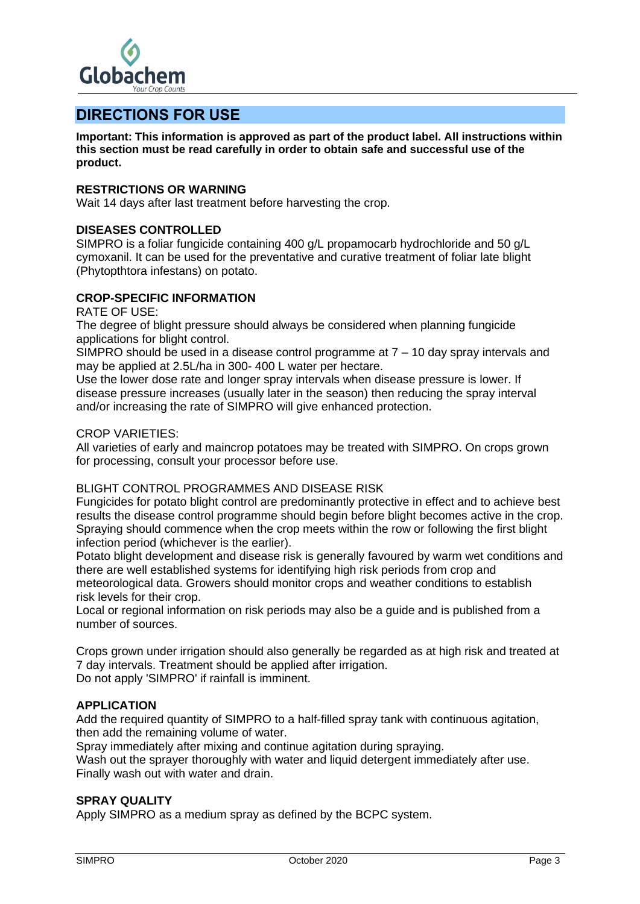## DIRECTIONS FOR USE

**Important: This information is approved as part of the product label. All instructions within this section must be read carefully in order to obtain safe and successful use of the product.**

**RESTRICTIONS OR WARNING**

Wait 14 days after last treatment before harvesting the crop.

**DISEASES CONTROLLED**

SIMPRO is a foliar fungicide containing 400 g/L propamocarb hydrochloride and 50 g/L cymoxanil. It can be used for the preventative and curative treatment of foliar late blight (Phytopthtora infestans) on potato.

**CROP-SPECIFIC INFORMATION**

RATE OF USE:

The degree of blight pressure should always be considered when planning fungicide applications for blight control.

SIMPRO should be used in a disease control programme at 7 – 10 day spray intervals and may be applied at 2.5L/ha in 300- 400 L water per hectare.

Use the lower dose rate and longer spray intervals when disease pressure is lower. If disease pressure increases (usually later in the season) then reducing the spray interval and/or increasing the rate of SIMPRO will give enhanced protection.

CROP VARIETIES:

All varieties of early and maincrop potatoes may be treated with SIMPRO. On crops grown for processing, consult your processor before use.

BLIGHT CONTROL PROGRAMMES AND DISEASE RISK

Fungicides for potato blight control are predominantly protective in effect and to achieve best results the disease control programme should begin before blight becomes active in the crop. Spraying should commence when the crop meets within the row or following the first blight infection period (whichever is the earlier).

Potato blight development and disease risk is generally favoured by warm wet conditions and there are well established systems for identifying high risk periods from crop and meteorological data. Growers should monitor crops and weather conditions to establish risk levels for their crop.

Local or regional information on risk periods may also be a guide and is published from a number of sources.

Crops grown under irrigation should also generally be regarded as at high risk and treated at 7 day intervals. Treatment should be applied after irrigation.

Do not apply 'SIMPRO' if rainfall is imminent.

**APPLICATION**

Add the required quantity of SIMPRO to a half-filled spray tank with continuous agitation, then add the remaining volume of water.

Spray immediately after mixing and continue agitation during spraying.

Wash out the sprayer thoroughly with water and liquid detergent immediately after use. Finally wash out with water and drain.

**SPRAY QUALITY**

Apply SIMPRO as a medium spray as defined by the BCPC system.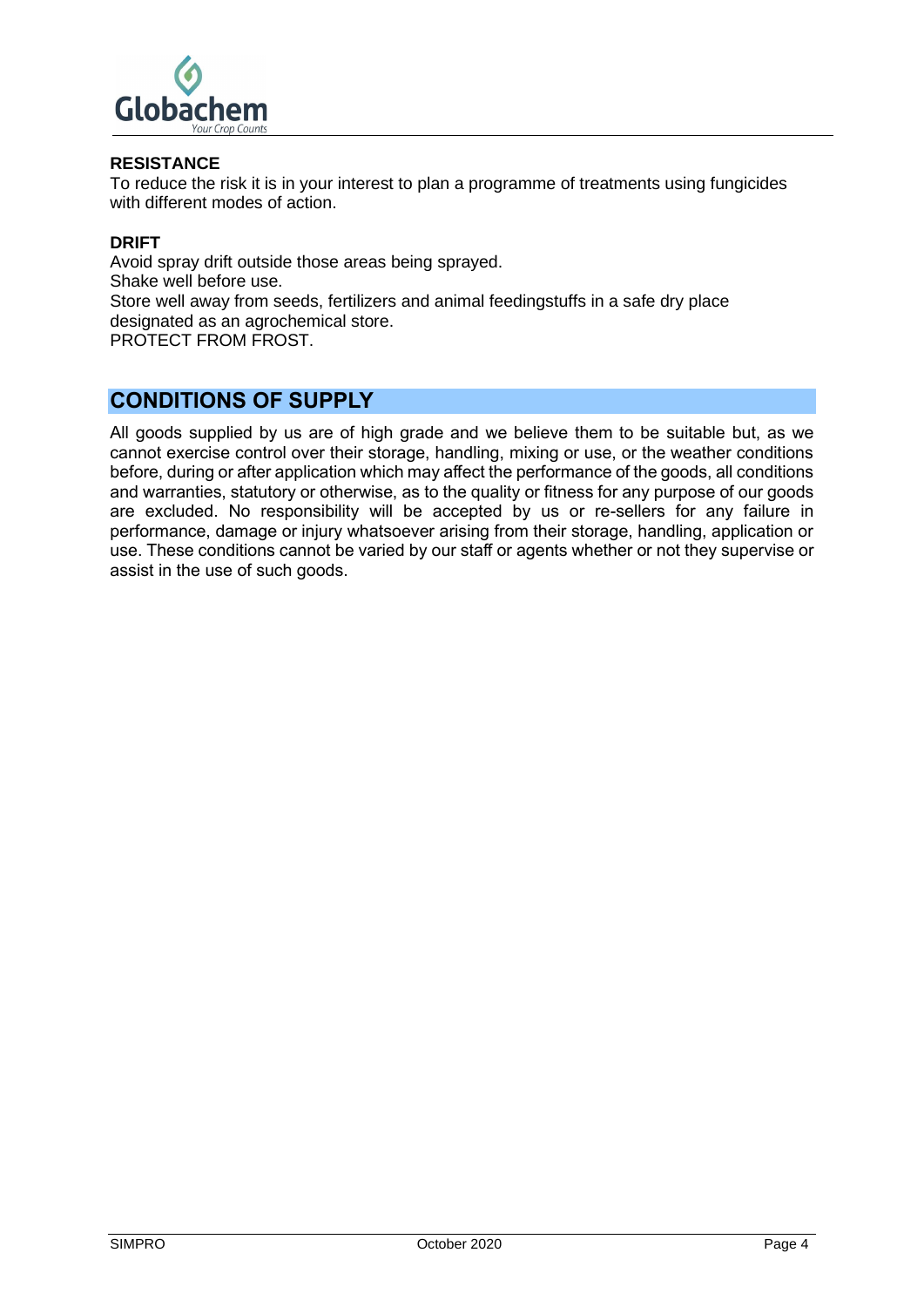**RESISTANCE**
To reduce the risk it is in your interest to plan a programme of treatments using fungicides with different modes of action.

**DRIFT**
Avoid spray drift outside those areas being sprayed.
Shake well before use.
Store well away from seeds, fertilizers and animal feedingstuffs in a safe dry place designated as an agrochemical store.
PROTECT FROM FROST.

## CONDITIONS OF SUPPLY

All goods supplied by us are of high grade and we believe them to be suitable but, as we cannot exercise control over their storage, handling, mixing or use, or the weather conditions before, during or after application which may affect the performance of the goods, all conditions and warranties, statutory or otherwise, as to the quality or fitness for any purpose of our goods are excluded. No responsibility will be accepted by us or re-sellers for any failure in performance, damage or injury whatsoever arising from their storage, handling, application or use. These conditions cannot be varied by our staff or agents whether or not they supervise or assist in the use of such goods.